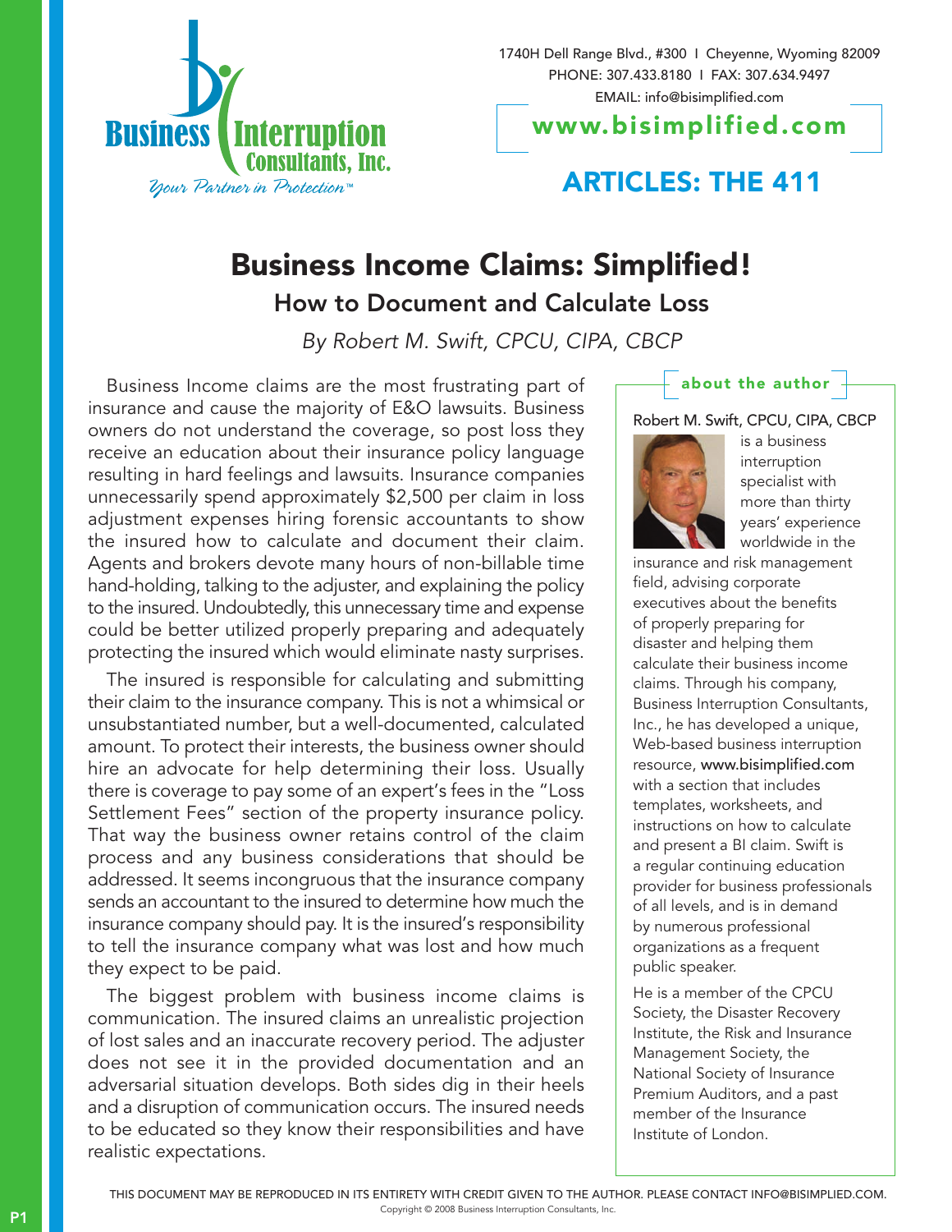Business Interruption Consultants, Inc.

*Your Partner in Protection™*

1740H Dell Range Blvd., #300 I Cheyenne, Wyoming 82009
PHONE: 307.433.8180 I FAX: 307.634.9497
EMAIL: info@bisimplified.com

**www.bisimplified.com**

## ARTICLES: THE 411

# Business Income Claims: Simplified!

## How to Document and Calculate Loss

*By Robert M. Swift, CPCU, CIPA, CBCP*

Business Income claims are the most frustrating part of insurance and cause the majority of E&O lawsuits. Business owners do not understand the coverage, so post loss they receive an education about their insurance policy language resulting in hard feelings and lawsuits. Insurance companies unnecessarily spend approximately $2,500 per claim in loss adjustment expenses hiring forensic accountants to show the insured how to calculate and document their claim. Agents and brokers devote many hours of non-billable time hand-holding, talking to the adjuster, and explaining the policy to the insured. Undoubtedly, this unnecessary time and expense could be better utilized properly preparing and adequately protecting the insured which would eliminate nasty surprises.

The insured is responsible for calculating and submitting their claim to the insurance company. This is not a whimsical or unsubstantiated number, but a well-documented, calculated amount. To protect their interests, the business owner should hire an advocate for help determining their loss. Usually there is coverage to pay some of an expert's fees in the "Loss Settlement Fees" section of the property insurance policy. That way the business owner retains control of the claim process and any business considerations that should be addressed. It seems incongruous that the insurance company sends an accountant to the insured to determine how much the insurance company should pay. It is the insured's responsibility to tell the insurance company what was lost and how much they expect to be paid.

The biggest problem with business income claims is communication. The insured claims an unrealistic projection of lost sales and an inaccurate recovery period. The adjuster does not see it in the provided documentation and an adversarial situation develops. Both sides dig in their heels and a disruption of communication occurs. The insured needs to be educated so they know their responsibilities and have realistic expectations.

### about the author

**Robert M. Swift, CPCU, CIPA, CBCP** is a business interruption specialist with more than thirty years' experience worldwide in the insurance and risk management field, advising corporate executives about the benefits of properly preparing for disaster and helping them calculate their business income claims. Through his company, Business Interruption Consultants, Inc., he has developed a unique, Web-based business interruption resource, www.bisimplified.com with a section that includes templates, worksheets, and instructions on how to calculate and present a BI claim. Swift is a regular continuing education provider for business professionals of all levels, and is in demand by numerous professional organizations as a frequent public speaker.

He is a member of the CPCU Society, the Disaster Recovery Institute, the Risk and Insurance Management Society, the National Society of Insurance Premium Auditors, and a past member of the Insurance Institute of London.

THIS DOCUMENT MAY BE REPRODUCED IN ITS ENTIRETY WITH CREDIT GIVEN TO THE AUTHOR. PLEASE CONTACT INFO@BISIMPLIED.COM.
Copyright © 2008 Business Interruption Consultants, Inc.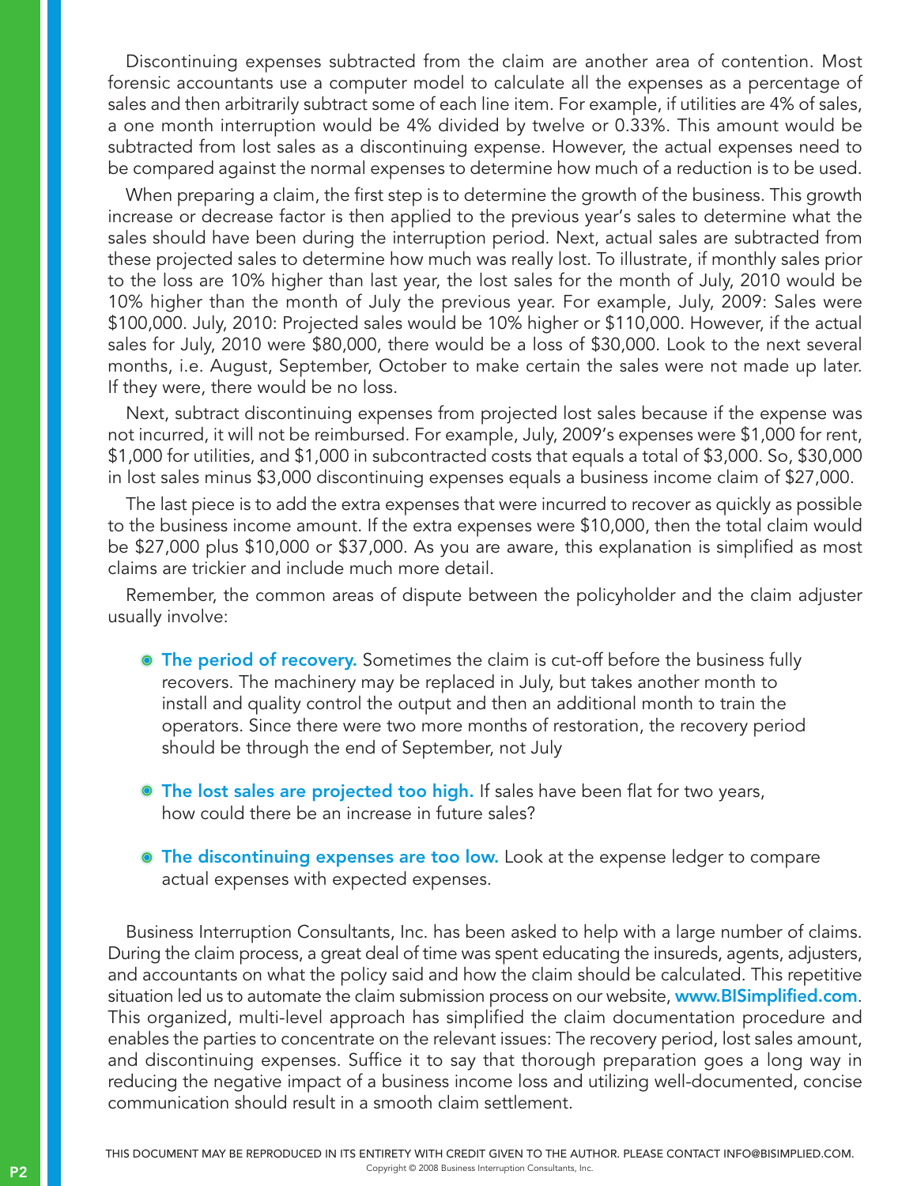Discontinuing expenses subtracted from the claim are another area of contention. Most forensic accountants use a computer model to calculate all the expenses as a percentage of sales and then arbitrarily subtract some of each line item. For example, if utilities are 4% of sales, a one month interruption would be 4% divided by twelve or 0.33%. This amount would be subtracted from lost sales as a discontinuing expense. However, the actual expenses need to be compared against the normal expenses to determine how much of a reduction is to be used.

When preparing a claim, the first step is to determine the growth of the business. This growth increase or decrease factor is then applied to the previous year's sales to determine what the sales should have been during the interruption period. Next, actual sales are subtracted from these projected sales to determine how much was really lost. To illustrate, if monthly sales prior to the loss are 10% higher than last year, the lost sales for the month of July, 2010 would be 10% higher than the month of July the previous year. For example, July, 2009: Sales were $100,000. July, 2010: Projected sales would be 10% higher or $110,000. However, if the actual sales for July, 2010 were $80,000, there would be a loss of $30,000. Look to the next several months, i.e. August, September, October to make certain the sales were not made up later. If they were, there would be no loss.

Next, subtract discontinuing expenses from projected lost sales because if the expense was not incurred, it will not be reimbursed. For example, July, 2009's expenses were $1,000 for rent, $1,000 for utilities, and $1,000 in subcontracted costs that equals a total of $3,000. So, $30,000 in lost sales minus $3,000 discontinuing expenses equals a business income claim of $27,000.

The last piece is to add the extra expenses that were incurred to recover as quickly as possible to the business income amount. If the extra expenses were $10,000, then the total claim would be $27,000 plus $10,000 or $37,000. As you are aware, this explanation is simplified as most claims are trickier and include much more detail.

Remember, the common areas of dispute between the policyholder and the claim adjuster usually involve:

- **The period of recovery.** Sometimes the claim is cut-off before the business fully recovers. The machinery may be replaced in July, but takes another month to install and quality control the output and then an additional month to train the operators. Since there were two more months of restoration, the recovery period should be through the end of September, not July
- **The lost sales are projected too high.** If sales have been flat for two years, how could there be an increase in future sales?
- **The discontinuing expenses are too low.** Look at the expense ledger to compare actual expenses with expected expenses.

Business Interruption Consultants, Inc. has been asked to help with a large number of claims. During the claim process, a great deal of time was spent educating the insureds, agents, adjusters, and accountants on what the policy said and how the claim should be calculated. This repetitive situation led us to automate the claim submission process on our website, **www.BISimplified.com**. This organized, multi-level approach has simplified the claim documentation procedure and enables the parties to concentrate on the relevant issues: The recovery period, lost sales amount, and discontinuing expenses. Suffice it to say that thorough preparation goes a long way in reducing the negative impact of a business income loss and utilizing well-documented, concise communication should result in a smooth claim settlement.

THIS DOCUMENT MAY BE REPRODUCED IN ITS ENTIRETY WITH CREDIT GIVEN TO THE AUTHOR. PLEASE CONTACT INFO@BISIMPLIED.COM.
Copyright © 2008 Business Interruption Consultants, Inc.